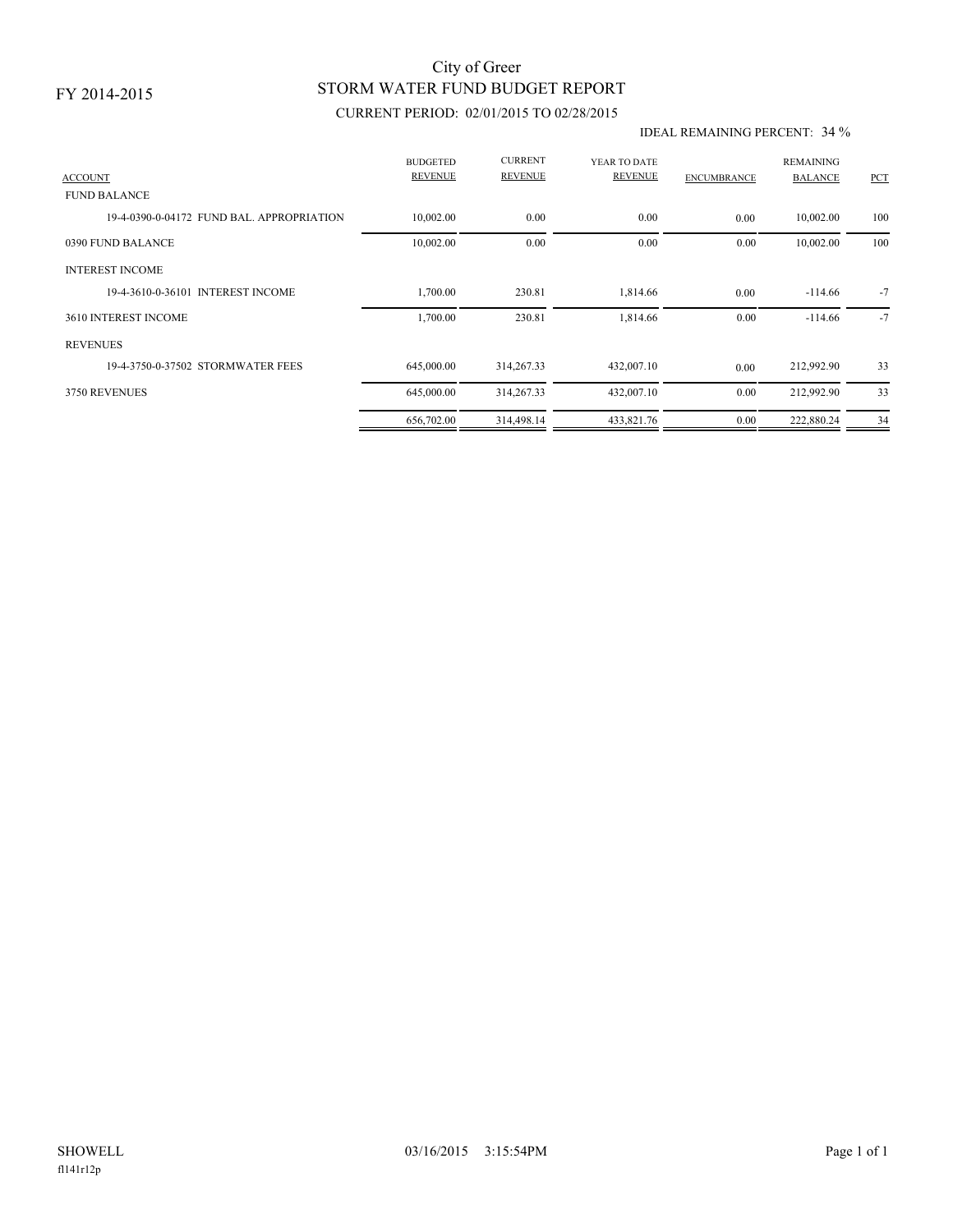FY 2014-2015

# City of Greer
## STORM WATER FUND BUDGET REPORT

CURRENT PERIOD: 02/01/2015 TO 02/28/2015

IDEAL REMAINING PERCENT: 34 %

| ACCOUNT | BUDGETED REVENUE | CURRENT REVENUE | YEAR TO DATE REVENUE | ENCUMBRANCE | REMAINING BALANCE | PCT |
|---|---|---|---|---|---|---|
| FUND BALANCE | | | | | | |
| 19-4-0390-0-04172 FUND BAL. APPROPRIATION | 10,002.00 | 0.00 | 0.00 | 0.00 | 10,002.00 | 100 |
| 0390 FUND BALANCE | 10,002.00 | 0.00 | 0.00 | 0.00 | 10,002.00 | 100 |
| INTEREST INCOME | | | | | | |
| 19-4-3610-0-36101 INTEREST INCOME | 1,700.00 | 230.81 | 1,814.66 | 0.00 | -114.66 | -7 |
| 3610 INTEREST INCOME | 1,700.00 | 230.81 | 1,814.66 | 0.00 | -114.66 | -7 |
| REVENUES | | | | | | |
| 19-4-3750-0-37502 STORMWATER FEES | 645,000.00 | 314,267.33 | 432,007.10 | 0.00 | 212,992.90 | 33 |
| 3750 REVENUES | 645,000.00 | 314,267.33 | 432,007.10 | 0.00 | 212,992.90 | 33 |
| | 656,702.00 | 314,498.14 | 433,821.76 | 0.00 | 222,880.24 | 34 |

SHOWELL 03/16/2015 3:15:54PM

fl141r12p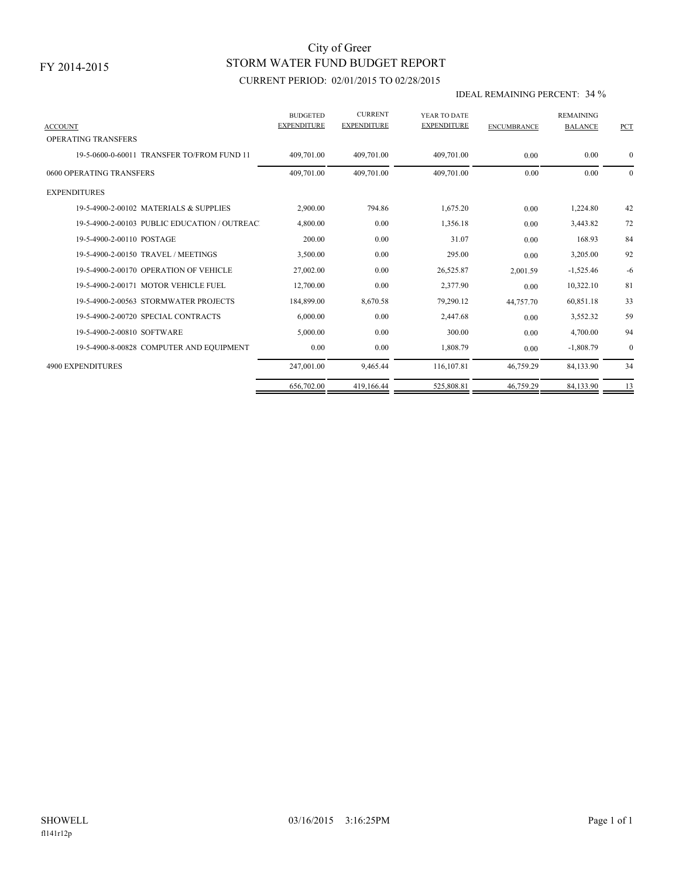FY 2014-2015

# City of Greer
## STORM WATER FUND BUDGET REPORT

CURRENT PERIOD: 02/01/2015 TO 02/28/2015

IDEAL REMAINING PERCENT: 34 %

| ACCOUNT | BUDGETED EXPENDITURE | CURRENT EXPENDITURE | YEAR TO DATE EXPENDITURE | ENCUMBRANCE | REMAINING BALANCE | PCT |
|---|---|---|---|---|---|---|
| OPERATING TRANSFERS | | | | | | |
| 19-5-0600-0-60011 TRANSFER TO/FROM FUND 11 | 409,701.00 | 409,701.00 | 409,701.00 | 0.00 | 0.00 | 0 |
| 0600 OPERATING TRANSFERS | 409,701.00 | 409,701.00 | 409,701.00 | 0.00 | 0.00 | 0 |
| EXPENDITURES | | | | | | |
| 19-5-4900-2-00102 MATERIALS & SUPPLIES | 2,900.00 | 794.86 | 1,675.20 | 0.00 | 1,224.80 | 42 |
| 19-5-4900-2-00103 PUBLIC EDUCATION / OUTREAC | 4,800.00 | 0.00 | 1,356.18 | 0.00 | 3,443.82 | 72 |
| 19-5-4900-2-00110 POSTAGE | 200.00 | 0.00 | 31.07 | 0.00 | 168.93 | 84 |
| 19-5-4900-2-00150 TRAVEL / MEETINGS | 3,500.00 | 0.00 | 295.00 | 0.00 | 3,205.00 | 92 |
| 19-5-4900-2-00170 OPERATION OF VEHICLE | 27,002.00 | 0.00 | 26,525.87 | 2,001.59 | -1,525.46 | -6 |
| 19-5-4900-2-00171 MOTOR VEHICLE FUEL | 12,700.00 | 0.00 | 2,377.90 | 0.00 | 10,322.10 | 81 |
| 19-5-4900-2-00563 STORMWATER PROJECTS | 184,899.00 | 8,670.58 | 79,290.12 | 44,757.70 | 60,851.18 | 33 |
| 19-5-4900-2-00720 SPECIAL CONTRACTS | 6,000.00 | 0.00 | 2,447.68 | 0.00 | 3,552.32 | 59 |
| 19-5-4900-2-00810 SOFTWARE | 5,000.00 | 0.00 | 300.00 | 0.00 | 4,700.00 | 94 |
| 19-5-4900-8-00828 COMPUTER AND EQUIPMENT | 0.00 | 0.00 | 1,808.79 | 0.00 | -1,808.79 | 0 |
| 4900 EXPENDITURES | 247,001.00 | 9,465.44 | 116,107.81 | 46,759.29 | 84,133.90 | 34 |
| | 656,702.00 | 419,166.44 | 525,808.81 | 46,759.29 | 84,133.90 | 13 |

SHOWELL 03/16/2015 3:16:25PM

fl141r12p